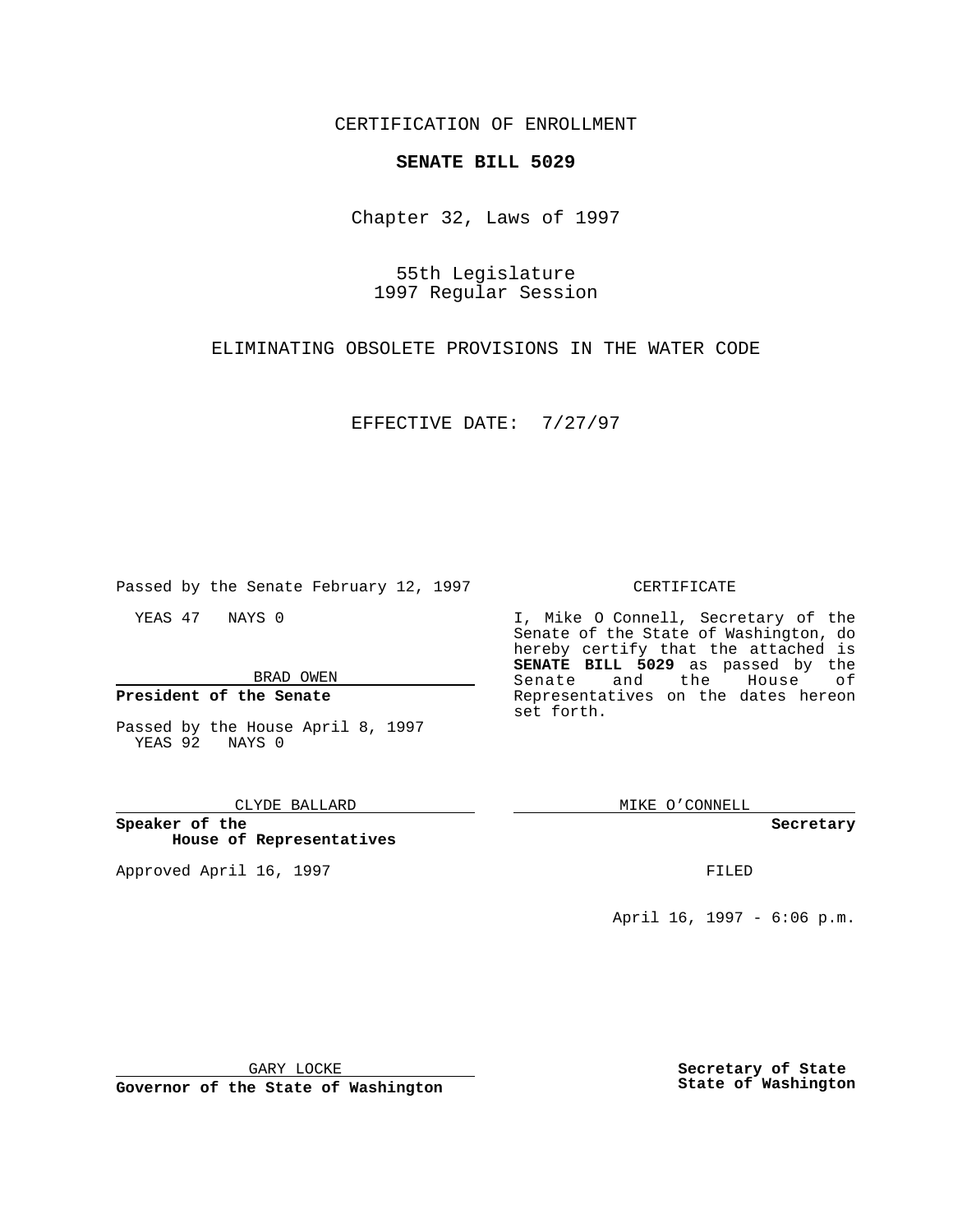CERTIFICATION OF ENROLLMENT

**SENATE BILL 5029**

Chapter 32, Laws of 1997

55th Legislature
1997 Regular Session

ELIMINATING OBSOLETE PROVISIONS IN THE WATER CODE

EFFECTIVE DATE: 7/27/97

Passed by the Senate February 12, 1997

YEAS 47 NAYS 0

BRAD OWEN

**President of the Senate**

Passed by the House April 8, 1997
YEAS 92 NAYS 0

CLYDE BALLARD

**Speaker of the House of Representatives**

Approved April 16, 1997

GARY LOCKE

**Governor of the State of Washington**

CERTIFICATE

I, Mike O Connell, Secretary of the Senate of the State of Washington, do hereby certify that the attached is **SENATE BILL 5029** as passed by the Senate and the House of Representatives on the dates hereon set forth.

MIKE O'CONNELL

**Secretary**

FILED

April 16, 1997 - 6:06 p.m.

**Secretary of State**
**State of Washington**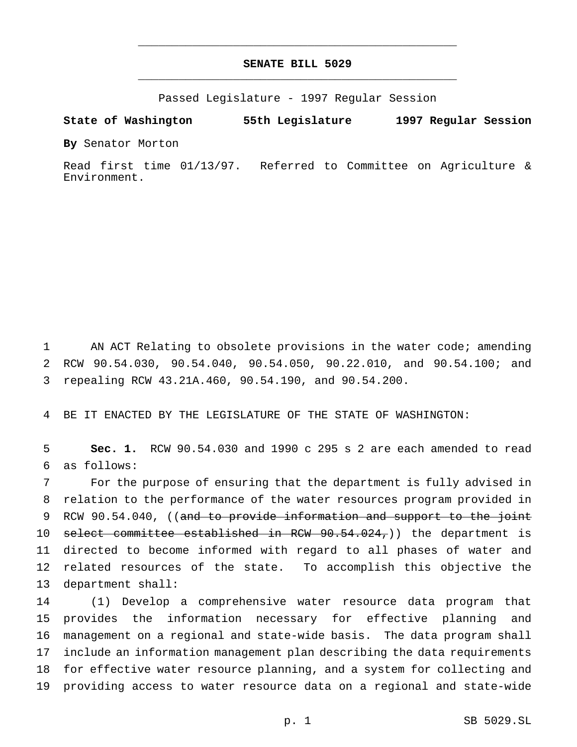# SENATE BILL 5029

Passed Legislature - 1997 Regular Session

**State of Washington** **55th Legislature** **1997 Regular Session**

**By** Senator Morton

Read first time 01/13/97. Referred to Committee on Agriculture & Environment.

AN ACT Relating to obsolete provisions in the water code; amending RCW 90.54.030, 90.54.040, 90.54.050, 90.22.010, and 90.54.100; and repealing RCW 43.21A.460, 90.54.190, and 90.54.200.

BE IT ENACTED BY THE LEGISLATURE OF THE STATE OF WASHINGTON:

**Sec. 1.** RCW 90.54.030 and 1990 c 295 s 2 are each amended to read as follows:

For the purpose of ensuring that the department is fully advised in relation to the performance of the water resources program provided in RCW 90.54.040, ((~~and to provide information and support to the joint select committee established in RCW 90.54.024,~~)) the department is directed to become informed with regard to all phases of water and related resources of the state. To accomplish this objective the department shall:

(1) Develop a comprehensive water resource data program that provides the information necessary for effective planning and management on a regional and state-wide basis. The data program shall include an information management plan describing the data requirements for effective water resource planning, and a system for collecting and providing access to water resource data on a regional and state-wide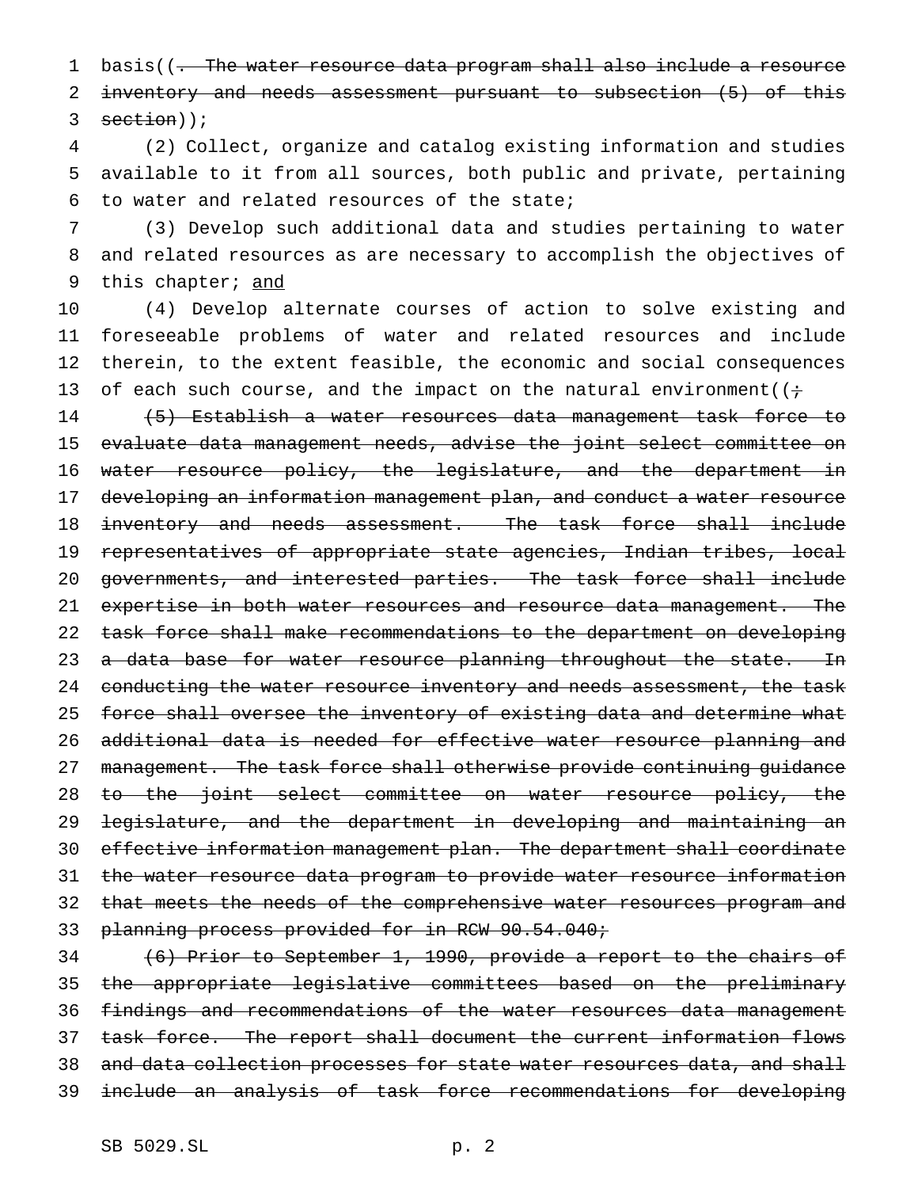basis((. The water resource data program shall also include a resource inventory and needs assessment pursuant to subsection (5) of this section));

(2) Collect, organize and catalog existing information and studies available to it from all sources, both public and private, pertaining to water and related resources of the state;

(3) Develop such additional data and studies pertaining to water and related resources as are necessary to accomplish the objectives of this chapter; and

(4) Develop alternate courses of action to solve existing and foreseeable problems of water and related resources and include therein, to the extent feasible, the economic and social consequences of each such course, and the impact on the natural environment((;

(5) Establish a water resources data management task force to evaluate data management needs, advise the joint select committee on water resource policy, the legislature, and the department in developing an information management plan, and conduct a water resource inventory and needs assessment. The task force shall include representatives of appropriate state agencies, Indian tribes, local governments, and interested parties. The task force shall include expertise in both water resources and resource data management. The task force shall make recommendations to the department on developing a data base for water resource planning throughout the state. In conducting the water resource inventory and needs assessment, the task force shall oversee the inventory of existing data and determine what additional data is needed for effective water resource planning and management. The task force shall otherwise provide continuing guidance to the joint select committee on water resource policy, the legislature, and the department in developing and maintaining an effective information management plan. The department shall coordinate the water resource data program to provide water resource information that meets the needs of the comprehensive water resources program and planning process provided for in RCW 90.54.040;

(6) Prior to September 1, 1990, provide a report to the chairs of the appropriate legislative committees based on the preliminary findings and recommendations of the water resources data management task force. The report shall document the current information flows and data collection processes for state water resources data, and shall include an analysis of task force recommendations for developing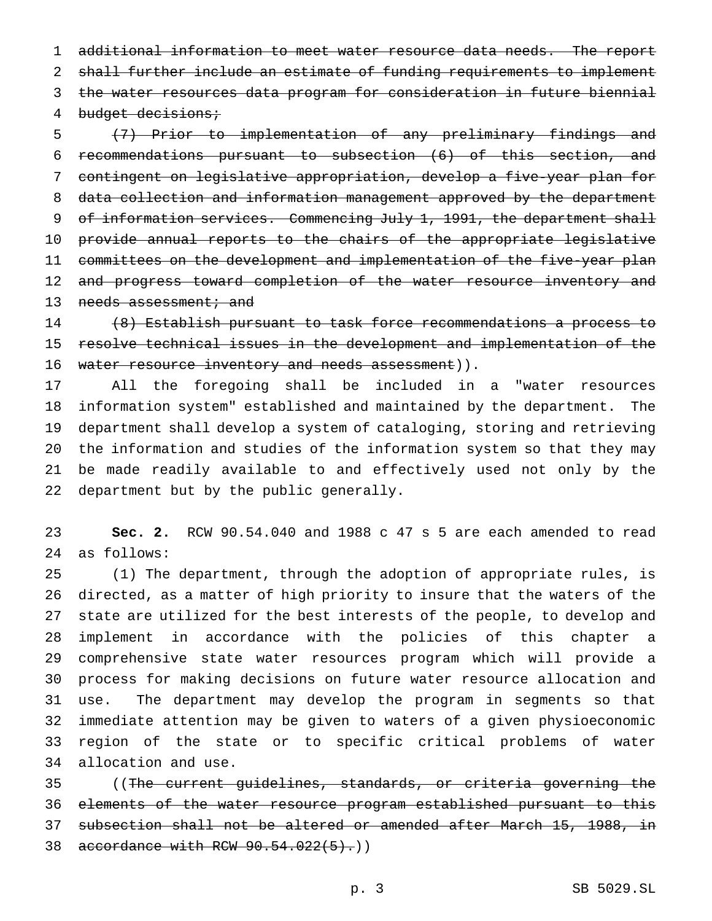~~additional information to meet water resource data needs. The report shall further include an estimate of funding requirements to implement the water resources data program for consideration in future biennial budget decisions;~~

~~(7) Prior to implementation of any preliminary findings and recommendations pursuant to subsection (6) of this section, and contingent on legislative appropriation, develop a five-year plan for data collection and information management approved by the department of information services. Commencing July 1, 1991, the department shall provide annual reports to the chairs of the appropriate legislative committees on the development and implementation of the five-year plan and progress toward completion of the water resource inventory and needs assessment; and~~

~~(8) Establish pursuant to task force recommendations a process to resolve technical issues in the development and implementation of the water resource inventory and needs assessment~~)).

All the foregoing shall be included in a "water resources information system" established and maintained by the department. The department shall develop a system of cataloging, storing and retrieving the information and studies of the information system so that they may be made readily available to and effectively used not only by the department but by the public generally.

**Sec. 2.** RCW 90.54.040 and 1988 c 47 s 5 are each amended to read as follows:

(1) The department, through the adoption of appropriate rules, is directed, as a matter of high priority to insure that the waters of the state are utilized for the best interests of the people, to develop and implement in accordance with the policies of this chapter a comprehensive state water resources program which will provide a process for making decisions on future water resource allocation and use. The department may develop the program in segments so that immediate attention may be given to waters of a given physioeconomic region of the state or to specific critical problems of water allocation and use.

((~~The current guidelines, standards, or criteria governing the elements of the water resource program established pursuant to this subsection shall not be altered or amended after March 15, 1988, in accordance with RCW 90.54.022(5).~~))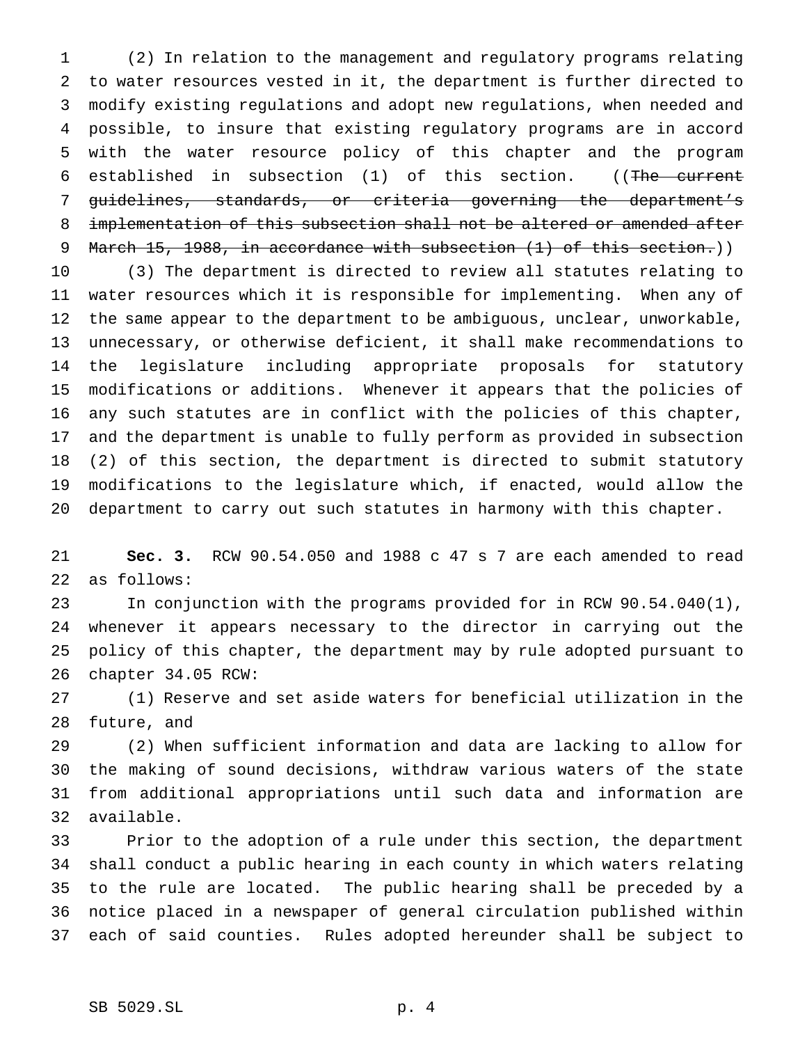(2) In relation to the management and regulatory programs relating to water resources vested in it, the department is further directed to modify existing regulations and adopt new regulations, when needed and possible, to insure that existing regulatory programs are in accord with the water resource policy of this chapter and the program established in subsection (1) of this section. ((~~The current guidelines, standards, or criteria governing the department's implementation of this subsection shall not be altered or amended after March 15, 1988, in accordance with subsection (1) of this section.~~))

(3) The department is directed to review all statutes relating to water resources which it is responsible for implementing. When any of the same appear to the department to be ambiguous, unclear, unworkable, unnecessary, or otherwise deficient, it shall make recommendations to the legislature including appropriate proposals for statutory modifications or additions. Whenever it appears that the policies of any such statutes are in conflict with the policies of this chapter, and the department is unable to fully perform as provided in subsection (2) of this section, the department is directed to submit statutory modifications to the legislature which, if enacted, would allow the department to carry out such statutes in harmony with this chapter.

**Sec. 3.** RCW 90.54.050 and 1988 c 47 s 7 are each amended to read as follows:

In conjunction with the programs provided for in RCW 90.54.040(1), whenever it appears necessary to the director in carrying out the policy of this chapter, the department may by rule adopted pursuant to chapter 34.05 RCW:

(1) Reserve and set aside waters for beneficial utilization in the future, and

(2) When sufficient information and data are lacking to allow for the making of sound decisions, withdraw various waters of the state from additional appropriations until such data and information are available.

Prior to the adoption of a rule under this section, the department shall conduct a public hearing in each county in which waters relating to the rule are located. The public hearing shall be preceded by a notice placed in a newspaper of general circulation published within each of said counties. Rules adopted hereunder shall be subject to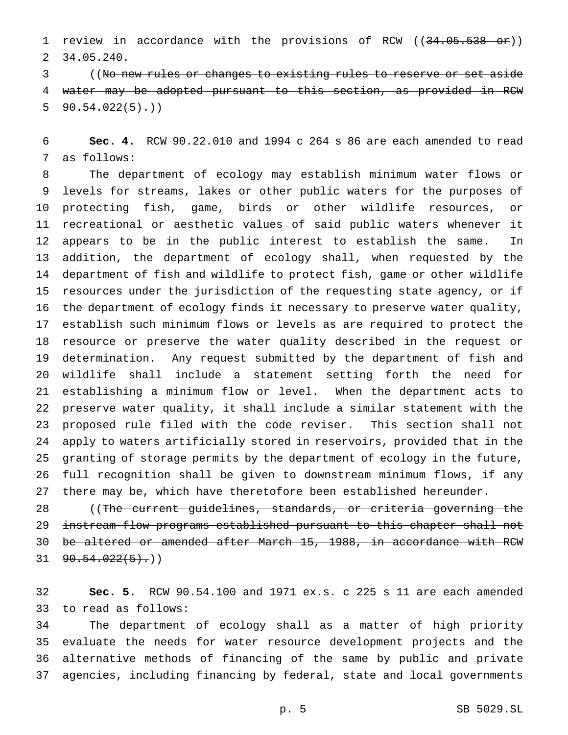review in accordance with the provisions of RCW ((~~34.05.538 or~~)) 34.05.240.

((~~No new rules or changes to existing rules to reserve or set aside water may be adopted pursuant to this section, as provided in RCW 90.54.022(5).~~))

**Sec. 4.** RCW 90.22.010 and 1994 c 264 s 86 are each amended to read as follows:

The department of ecology may establish minimum water flows or levels for streams, lakes or other public waters for the purposes of protecting fish, game, birds or other wildlife resources, or recreational or aesthetic values of said public waters whenever it appears to be in the public interest to establish the same. In addition, the department of ecology shall, when requested by the department of fish and wildlife to protect fish, game or other wildlife resources under the jurisdiction of the requesting state agency, or if the department of ecology finds it necessary to preserve water quality, establish such minimum flows or levels as are required to protect the resource or preserve the water quality described in the request or determination. Any request submitted by the department of fish and wildlife shall include a statement setting forth the need for establishing a minimum flow or level. When the department acts to preserve water quality, it shall include a similar statement with the proposed rule filed with the code reviser. This section shall not apply to waters artificially stored in reservoirs, provided that in the granting of storage permits by the department of ecology in the future, full recognition shall be given to downstream minimum flows, if any there may be, which have theretofore been established hereunder.

((~~The current guidelines, standards, or criteria governing the instream flow programs established pursuant to this chapter shall not be altered or amended after March 15, 1988, in accordance with RCW 90.54.022(5).~~))

**Sec. 5.** RCW 90.54.100 and 1971 ex.s. c 225 s 11 are each amended to read as follows:

The department of ecology shall as a matter of high priority evaluate the needs for water resource development projects and the alternative methods of financing of the same by public and private agencies, including financing by federal, state and local governments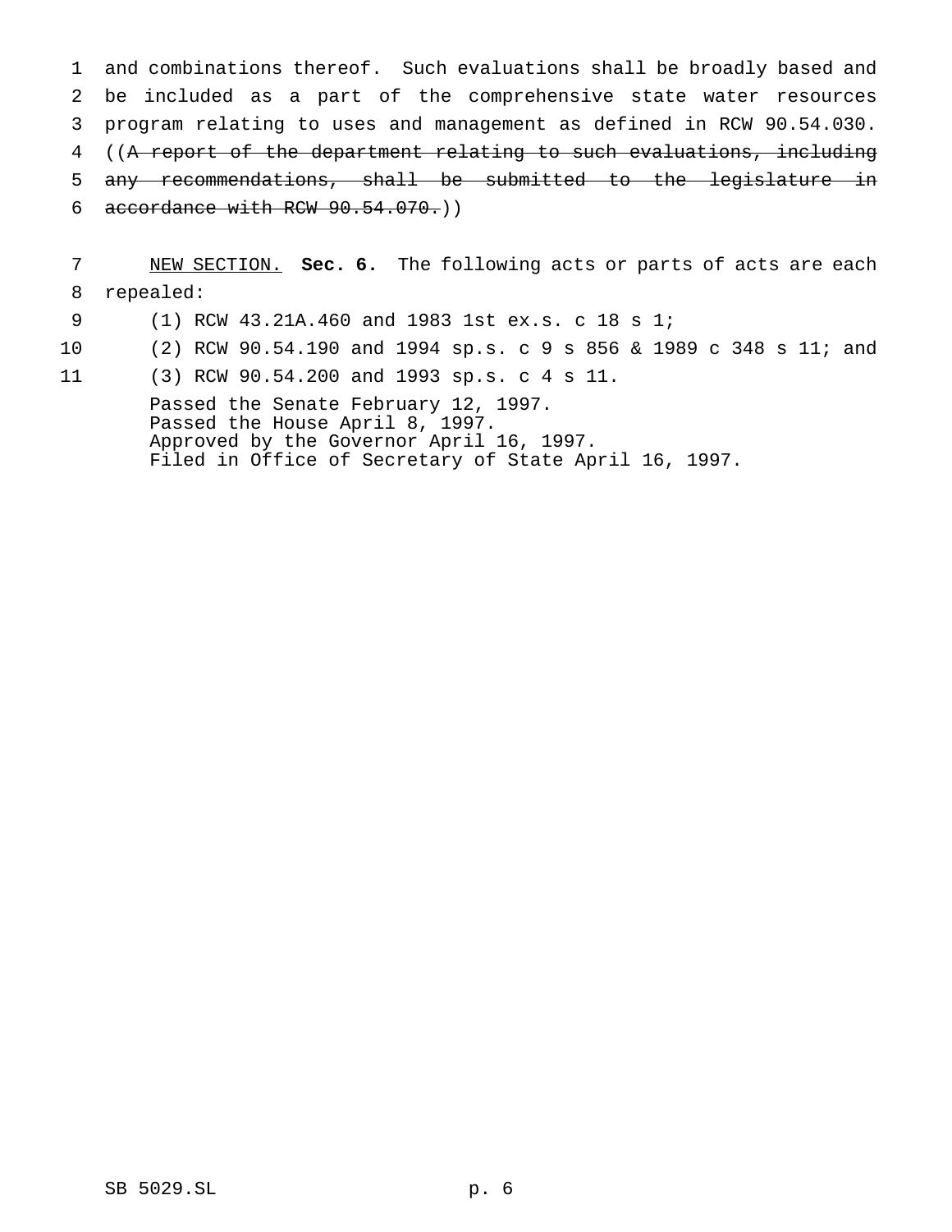and combinations thereof. Such evaluations shall be broadly based and be included as a part of the comprehensive state water resources program relating to uses and management as defined in RCW 90.54.030. ((~~A report of the department relating to such evaluations, including any recommendations, shall be submitted to the legislature in accordance with RCW 90.54.070.~~))

NEW SECTION. **Sec. 6.** The following acts or parts of acts are each repealed:

(1) RCW 43.21A.460 and 1983 1st ex.s. c 18 s 1;

(2) RCW 90.54.190 and 1994 sp.s. c 9 s 856 & 1989 c 348 s 11; and

(3) RCW 90.54.200 and 1993 sp.s. c 4 s 11.

Passed the Senate February 12, 1997.
Passed the House April 8, 1997.
Approved by the Governor April 16, 1997.
Filed in Office of Secretary of State April 16, 1997.